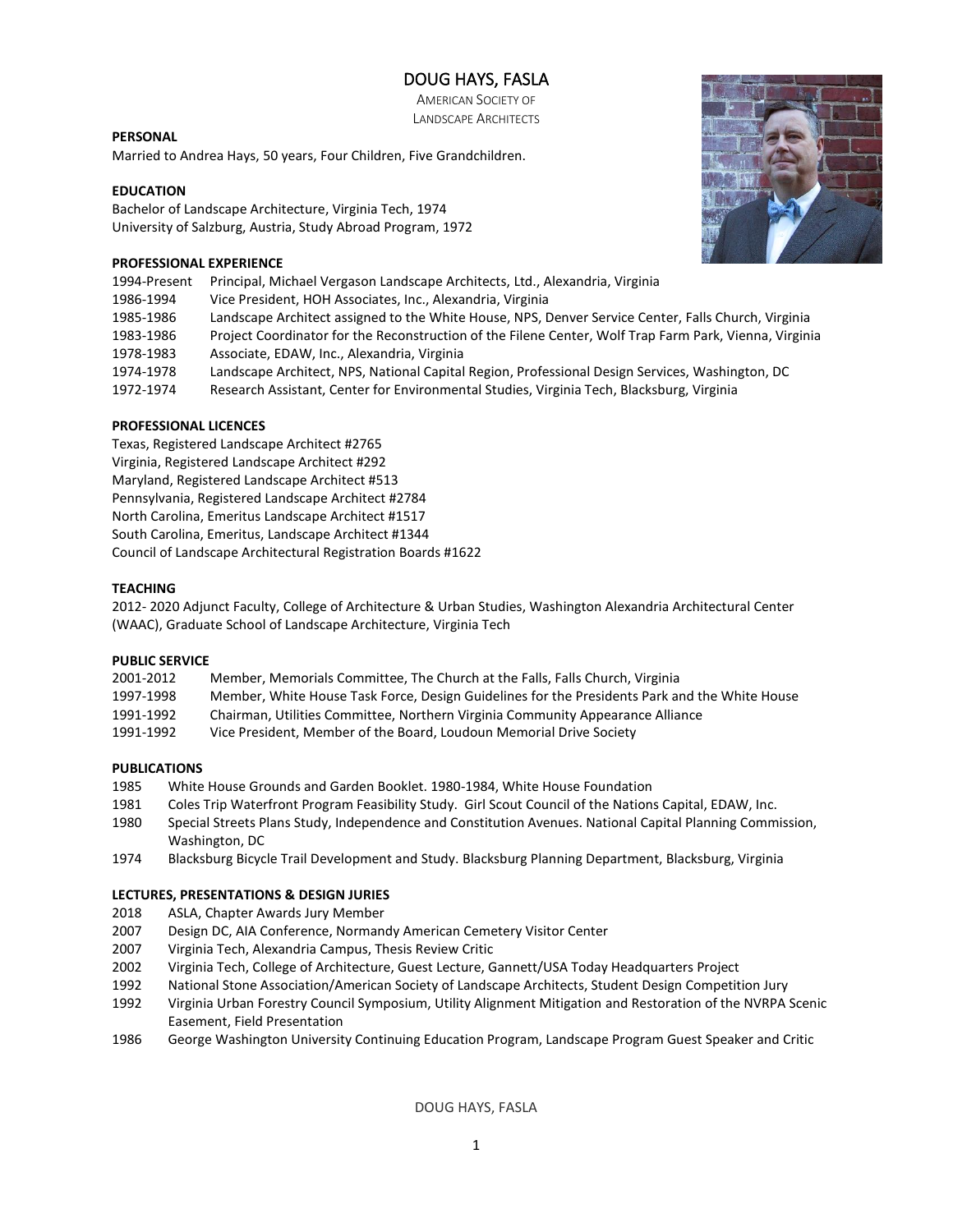# DOUG HAYS, FASLA

AMERICAN SOCIETY OF LANDSCAPE ARCHITECTS

**PERSONAL**

Married to Andrea Hays, 50 years, Four Children, Five Grandchildren.

**EDUCATION**

Bachelor of Landscape Architecture, Virginia Tech, 1974
University of Salzburg, Austria, Study Abroad Program, 1972

**PROFESSIONAL EXPERIENCE**

1994-Present Principal, Michael Vergason Landscape Architects, Ltd., Alexandria, Virginia
1986-1994 Vice President, HOH Associates, Inc., Alexandria, Virginia
1985-1986 Landscape Architect assigned to the White House, NPS, Denver Service Center, Falls Church, Virginia
1983-1986 Project Coordinator for the Reconstruction of the Filene Center, Wolf Trap Farm Park, Vienna, Virginia
1978-1983 Associate, EDAW, Inc., Alexandria, Virginia
1974-1978 Landscape Architect, NPS, National Capital Region, Professional Design Services, Washington, DC
1972-1974 Research Assistant, Center for Environmental Studies, Virginia Tech, Blacksburg, Virginia

**PROFESSIONAL LICENCES**

Texas, Registered Landscape Architect #2765
Virginia, Registered Landscape Architect #292
Maryland, Registered Landscape Architect #513
Pennsylvania, Registered Landscape Architect #2784
North Carolina, Emeritus Landscape Architect #1517
South Carolina, Emeritus, Landscape Architect #1344
Council of Landscape Architectural Registration Boards #1622

**TEACHING**

2012- 2020 Adjunct Faculty, College of Architecture & Urban Studies, Washington Alexandria Architectural Center (WAAC), Graduate School of Landscape Architecture, Virginia Tech

**PUBLIC SERVICE**

2001-2012 Member, Memorials Committee, The Church at the Falls, Falls Church, Virginia
1997-1998 Member, White House Task Force, Design Guidelines for the Presidents Park and the White House
1991-1992 Chairman, Utilities Committee, Northern Virginia Community Appearance Alliance
1991-1992 Vice President, Member of the Board, Loudoun Memorial Drive Society

**PUBLICATIONS**

1985 White House Grounds and Garden Booklet. 1980-1984, White House Foundation
1981 Coles Trip Waterfront Program Feasibility Study. Girl Scout Council of the Nations Capital, EDAW, Inc.
1980 Special Streets Plans Study, Independence and Constitution Avenues. National Capital Planning Commission, Washington, DC
1974 Blacksburg Bicycle Trail Development and Study. Blacksburg Planning Department, Blacksburg, Virginia

**LECTURES, PRESENTATIONS & DESIGN JURIES**

2018 ASLA, Chapter Awards Jury Member
2007 Design DC, AIA Conference, Normandy American Cemetery Visitor Center
2007 Virginia Tech, Alexandria Campus, Thesis Review Critic
2002 Virginia Tech, College of Architecture, Guest Lecture, Gannett/USA Today Headquarters Project
1992 National Stone Association/American Society of Landscape Architects, Student Design Competition Jury
1992 Virginia Urban Forestry Council Symposium, Utility Alignment Mitigation and Restoration of the NVRPA Scenic Easement, Field Presentation
1986 George Washington University Continuing Education Program, Landscape Program Guest Speaker and Critic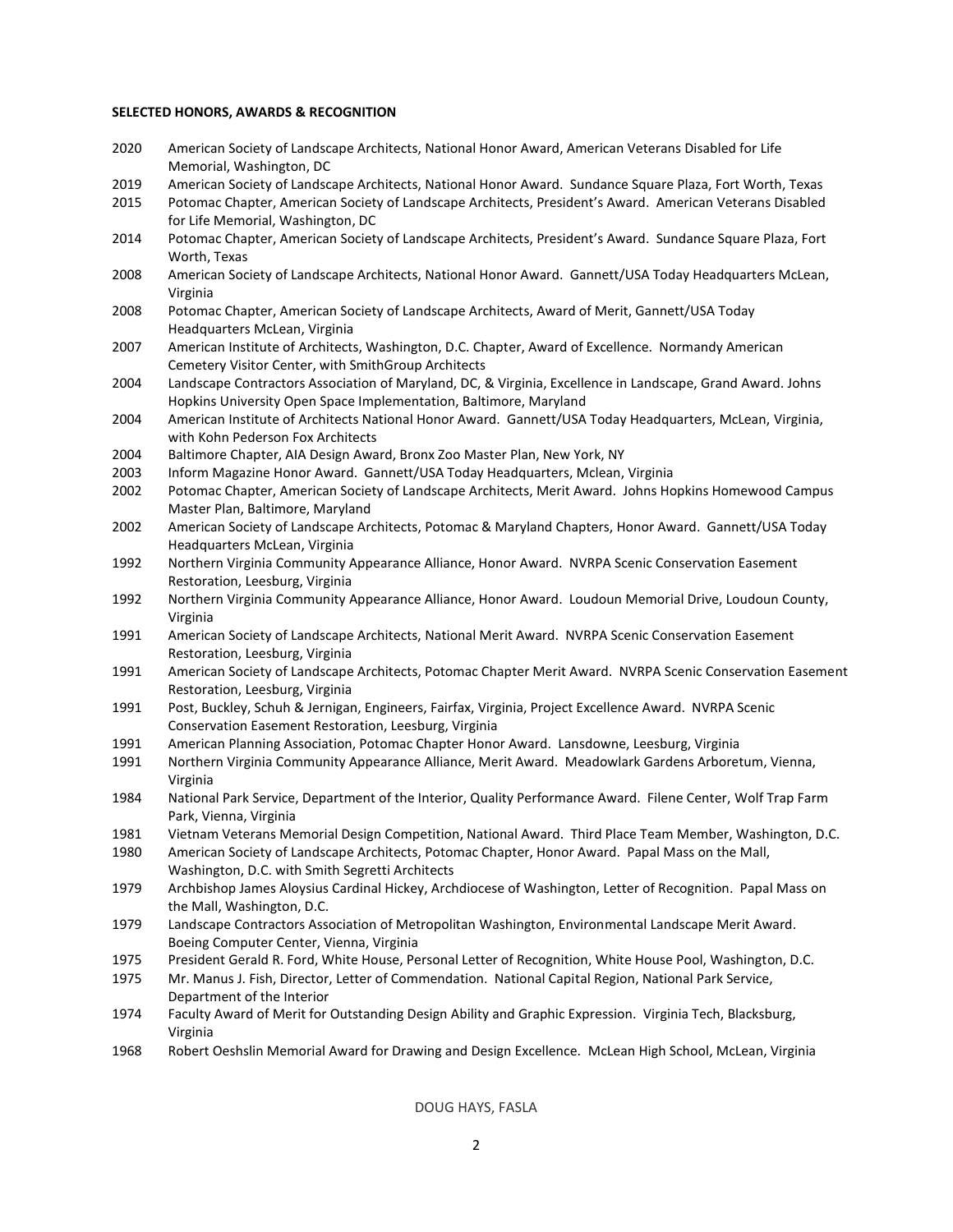**SELECTED HONORS, AWARDS & RECOGNITION**

2020 American Society of Landscape Architects, National Honor Award, American Veterans Disabled for Life Memorial, Washington, DC

2019 American Society of Landscape Architects, National Honor Award. Sundance Square Plaza, Fort Worth, Texas

2015 Potomac Chapter, American Society of Landscape Architects, President's Award. American Veterans Disabled for Life Memorial, Washington, DC

2014 Potomac Chapter, American Society of Landscape Architects, President's Award. Sundance Square Plaza, Fort Worth, Texas

2008 American Society of Landscape Architects, National Honor Award. Gannett/USA Today Headquarters McLean, Virginia

2008 Potomac Chapter, American Society of Landscape Architects, Award of Merit, Gannett/USA Today Headquarters McLean, Virginia

2007 American Institute of Architects, Washington, D.C. Chapter, Award of Excellence. Normandy American Cemetery Visitor Center, with SmithGroup Architects

2004 Landscape Contractors Association of Maryland, DC, & Virginia, Excellence in Landscape, Grand Award. Johns Hopkins University Open Space Implementation, Baltimore, Maryland

2004 American Institute of Architects National Honor Award. Gannett/USA Today Headquarters, McLean, Virginia, with Kohn Pederson Fox Architects

2004 Baltimore Chapter, AIA Design Award, Bronx Zoo Master Plan, New York, NY

2003 Inform Magazine Honor Award. Gannett/USA Today Headquarters, Mclean, Virginia

2002 Potomac Chapter, American Society of Landscape Architects, Merit Award. Johns Hopkins Homewood Campus Master Plan, Baltimore, Maryland

2002 American Society of Landscape Architects, Potomac & Maryland Chapters, Honor Award. Gannett/USA Today Headquarters McLean, Virginia

1992 Northern Virginia Community Appearance Alliance, Honor Award. NVRPA Scenic Conservation Easement Restoration, Leesburg, Virginia

1992 Northern Virginia Community Appearance Alliance, Honor Award. Loudoun Memorial Drive, Loudoun County, Virginia

1991 American Society of Landscape Architects, National Merit Award. NVRPA Scenic Conservation Easement Restoration, Leesburg, Virginia

1991 American Society of Landscape Architects, Potomac Chapter Merit Award. NVRPA Scenic Conservation Easement Restoration, Leesburg, Virginia

1991 Post, Buckley, Schuh & Jernigan, Engineers, Fairfax, Virginia, Project Excellence Award. NVRPA Scenic Conservation Easement Restoration, Leesburg, Virginia

1991 American Planning Association, Potomac Chapter Honor Award. Lansdowne, Leesburg, Virginia

1991 Northern Virginia Community Appearance Alliance, Merit Award. Meadowlark Gardens Arboretum, Vienna, Virginia

1984 National Park Service, Department of the Interior, Quality Performance Award. Filene Center, Wolf Trap Farm Park, Vienna, Virginia

1981 Vietnam Veterans Memorial Design Competition, National Award. Third Place Team Member, Washington, D.C.

1980 American Society of Landscape Architects, Potomac Chapter, Honor Award. Papal Mass on the Mall, Washington, D.C. with Smith Segretti Architects

1979 Archbishop James Aloysius Cardinal Hickey, Archdiocese of Washington, Letter of Recognition. Papal Mass on the Mall, Washington, D.C.

1979 Landscape Contractors Association of Metropolitan Washington, Environmental Landscape Merit Award. Boeing Computer Center, Vienna, Virginia

1975 President Gerald R. Ford, White House, Personal Letter of Recognition, White House Pool, Washington, D.C.

1975 Mr. Manus J. Fish, Director, Letter of Commendation. National Capital Region, National Park Service, Department of the Interior

1974 Faculty Award of Merit for Outstanding Design Ability and Graphic Expression. Virginia Tech, Blacksburg, Virginia

1968 Robert Oeshslin Memorial Award for Drawing and Design Excellence. McLean High School, McLean, Virginia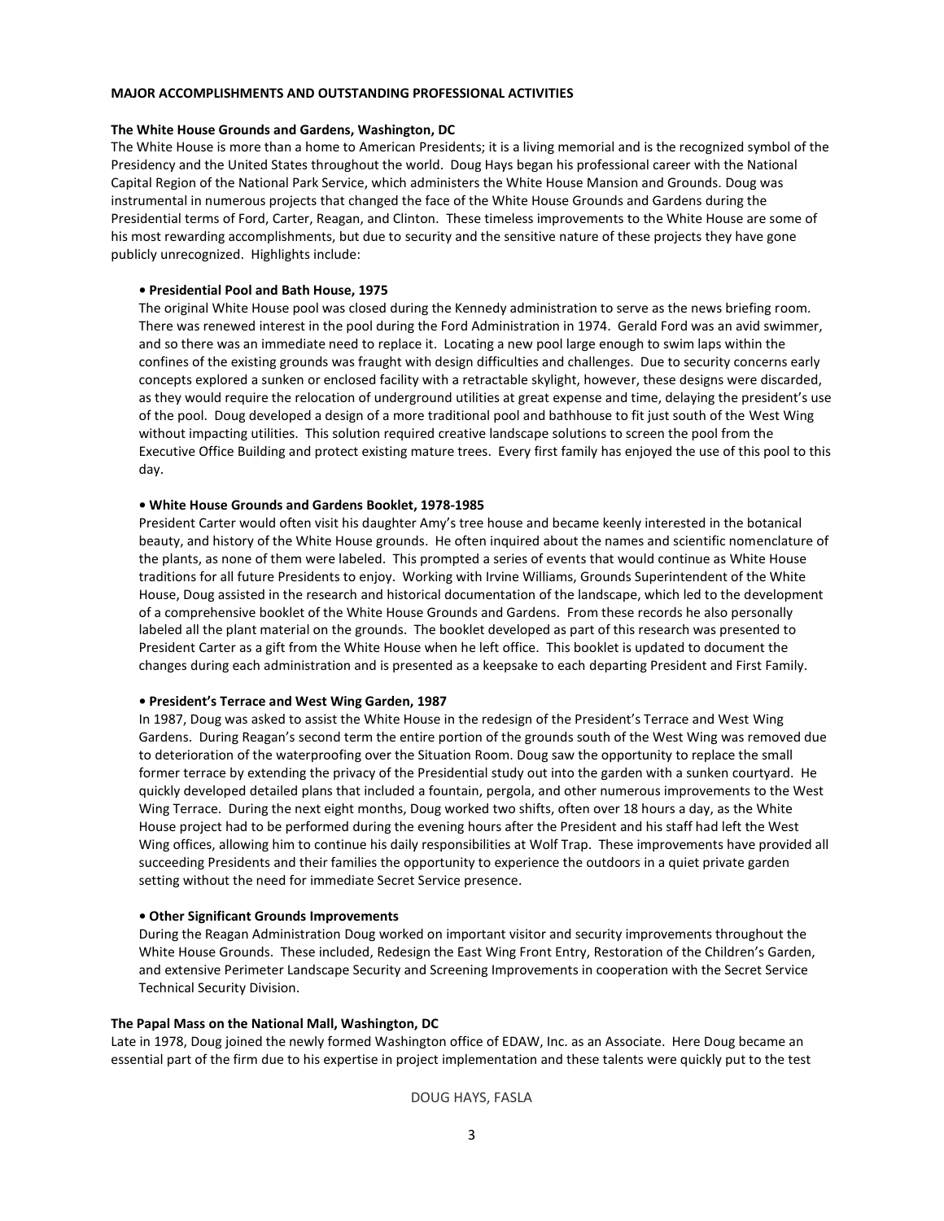**MAJOR ACCOMPLISHMENTS AND OUTSTANDING PROFESSIONAL ACTIVITIES**

**The White House Grounds and Gardens, Washington, DC**

The White House is more than a home to American Presidents; it is a living memorial and is the recognized symbol of the Presidency and the United States throughout the world. Doug Hays began his professional career with the National Capital Region of the National Park Service, which administers the White House Mansion and Grounds. Doug was instrumental in numerous projects that changed the face of the White House Grounds and Gardens during the Presidential terms of Ford, Carter, Reagan, and Clinton. These timeless improvements to the White House are some of his most rewarding accomplishments, but due to security and the sensitive nature of these projects they have gone publicly unrecognized. Highlights include:

**• Presidential Pool and Bath House, 1975**

The original White House pool was closed during the Kennedy administration to serve as the news briefing room. There was renewed interest in the pool during the Ford Administration in 1974. Gerald Ford was an avid swimmer, and so there was an immediate need to replace it. Locating a new pool large enough to swim laps within the confines of the existing grounds was fraught with design difficulties and challenges. Due to security concerns early concepts explored a sunken or enclosed facility with a retractable skylight, however, these designs were discarded, as they would require the relocation of underground utilities at great expense and time, delaying the president's use of the pool. Doug developed a design of a more traditional pool and bathhouse to fit just south of the West Wing without impacting utilities. This solution required creative landscape solutions to screen the pool from the Executive Office Building and protect existing mature trees. Every first family has enjoyed the use of this pool to this day.

**• White House Grounds and Gardens Booklet, 1978-1985**

President Carter would often visit his daughter Amy's tree house and became keenly interested in the botanical beauty, and history of the White House grounds. He often inquired about the names and scientific nomenclature of the plants, as none of them were labeled. This prompted a series of events that would continue as White House traditions for all future Presidents to enjoy. Working with Irvine Williams, Grounds Superintendent of the White House, Doug assisted in the research and historical documentation of the landscape, which led to the development of a comprehensive booklet of the White House Grounds and Gardens. From these records he also personally labeled all the plant material on the grounds. The booklet developed as part of this research was presented to President Carter as a gift from the White House when he left office. This booklet is updated to document the changes during each administration and is presented as a keepsake to each departing President and First Family.

**• President's Terrace and West Wing Garden, 1987**

In 1987, Doug was asked to assist the White House in the redesign of the President's Terrace and West Wing Gardens. During Reagan's second term the entire portion of the grounds south of the West Wing was removed due to deterioration of the waterproofing over the Situation Room. Doug saw the opportunity to replace the small former terrace by extending the privacy of the Presidential study out into the garden with a sunken courtyard. He quickly developed detailed plans that included a fountain, pergola, and other numerous improvements to the West Wing Terrace. During the next eight months, Doug worked two shifts, often over 18 hours a day, as the White House project had to be performed during the evening hours after the President and his staff had left the West Wing offices, allowing him to continue his daily responsibilities at Wolf Trap. These improvements have provided all succeeding Presidents and their families the opportunity to experience the outdoors in a quiet private garden setting without the need for immediate Secret Service presence.

**• Other Significant Grounds Improvements**

During the Reagan Administration Doug worked on important visitor and security improvements throughout the White House Grounds. These included, Redesign the East Wing Front Entry, Restoration of the Children's Garden, and extensive Perimeter Landscape Security and Screening Improvements in cooperation with the Secret Service Technical Security Division.

**The Papal Mass on the National Mall, Washington, DC**

Late in 1978, Doug joined the newly formed Washington office of EDAW, Inc. as an Associate. Here Doug became an essential part of the firm due to his expertise in project implementation and these talents were quickly put to the test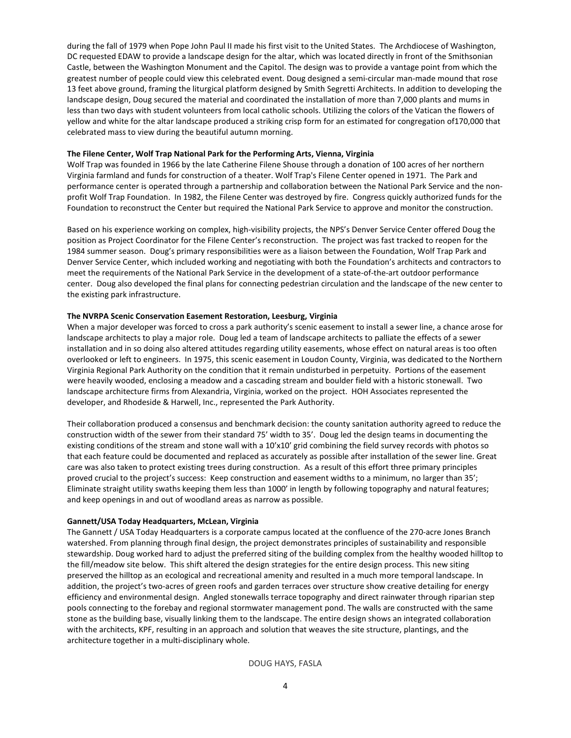during the fall of 1979 when Pope John Paul II made his first visit to the United States. The Archdiocese of Washington, DC requested EDAW to provide a landscape design for the altar, which was located directly in front of the Smithsonian Castle, between the Washington Monument and the Capitol. The design was to provide a vantage point from which the greatest number of people could view this celebrated event. Doug designed a semi-circular man-made mound that rose 13 feet above ground, framing the liturgical platform designed by Smith Segretti Architects. In addition to developing the landscape design, Doug secured the material and coordinated the installation of more than 7,000 plants and mums in less than two days with student volunteers from local catholic schools. Utilizing the colors of the Vatican the flowers of yellow and white for the altar landscape produced a striking crisp form for an estimated for congregation of170,000 that celebrated mass to view during the beautiful autumn morning.

**The Filene Center, Wolf Trap National Park for the Performing Arts, Vienna, Virginia**

Wolf Trap was founded in 1966 by the late Catherine Filene Shouse through a donation of 100 acres of her northern Virginia farmland and funds for construction of a theater. Wolf Trap's Filene Center opened in 1971. The Park and performance center is operated through a partnership and collaboration between the National Park Service and the non-profit Wolf Trap Foundation. In 1982, the Filene Center was destroyed by fire. Congress quickly authorized funds for the Foundation to reconstruct the Center but required the National Park Service to approve and monitor the construction.

Based on his experience working on complex, high-visibility projects, the NPS's Denver Service Center offered Doug the position as Project Coordinator for the Filene Center's reconstruction. The project was fast tracked to reopen for the 1984 summer season. Doug's primary responsibilities were as a liaison between the Foundation, Wolf Trap Park and Denver Service Center, which included working and negotiating with both the Foundation's architects and contractors to meet the requirements of the National Park Service in the development of a state-of-the-art outdoor performance center. Doug also developed the final plans for connecting pedestrian circulation and the landscape of the new center to the existing park infrastructure.

**The NVRPA Scenic Conservation Easement Restoration, Leesburg, Virginia**

When a major developer was forced to cross a park authority's scenic easement to install a sewer line, a chance arose for landscape architects to play a major role. Doug led a team of landscape architects to palliate the effects of a sewer installation and in so doing also altered attitudes regarding utility easements, whose effect on natural areas is too often overlooked or left to engineers. In 1975, this scenic easement in Loudon County, Virginia, was dedicated to the Northern Virginia Regional Park Authority on the condition that it remain undisturbed in perpetuity. Portions of the easement were heavily wooded, enclosing a meadow and a cascading stream and boulder field with a historic stonewall. Two landscape architecture firms from Alexandria, Virginia, worked on the project. HOH Associates represented the developer, and Rhodeside & Harwell, Inc., represented the Park Authority.

Their collaboration produced a consensus and benchmark decision: the county sanitation authority agreed to reduce the construction width of the sewer from their standard 75' width to 35'. Doug led the design teams in documenting the existing conditions of the stream and stone wall with a 10'x10' grid combining the field survey records with photos so that each feature could be documented and replaced as accurately as possible after installation of the sewer line. Great care was also taken to protect existing trees during construction. As a result of this effort three primary principles proved crucial to the project's success: Keep construction and easement widths to a minimum, no larger than 35'; Eliminate straight utility swaths keeping them less than 1000' in length by following topography and natural features; and keep openings in and out of woodland areas as narrow as possible.

**Gannett/USA Today Headquarters, McLean, Virginia**

The Gannett / USA Today Headquarters is a corporate campus located at the confluence of the 270-acre Jones Branch watershed. From planning through final design, the project demonstrates principles of sustainability and responsible stewardship. Doug worked hard to adjust the preferred siting of the building complex from the healthy wooded hilltop to the fill/meadow site below. This shift altered the design strategies for the entire design process. This new siting preserved the hilltop as an ecological and recreational amenity and resulted in a much more temporal landscape. In addition, the project's two-acres of green roofs and garden terraces over structure show creative detailing for energy efficiency and environmental design. Angled stonewalls terrace topography and direct rainwater through riparian step pools connecting to the forebay and regional stormwater management pond. The walls are constructed with the same stone as the building base, visually linking them to the landscape. The entire design shows an integrated collaboration with the architects, KPF, resulting in an approach and solution that weaves the site structure, plantings, and the architecture together in a multi-disciplinary whole.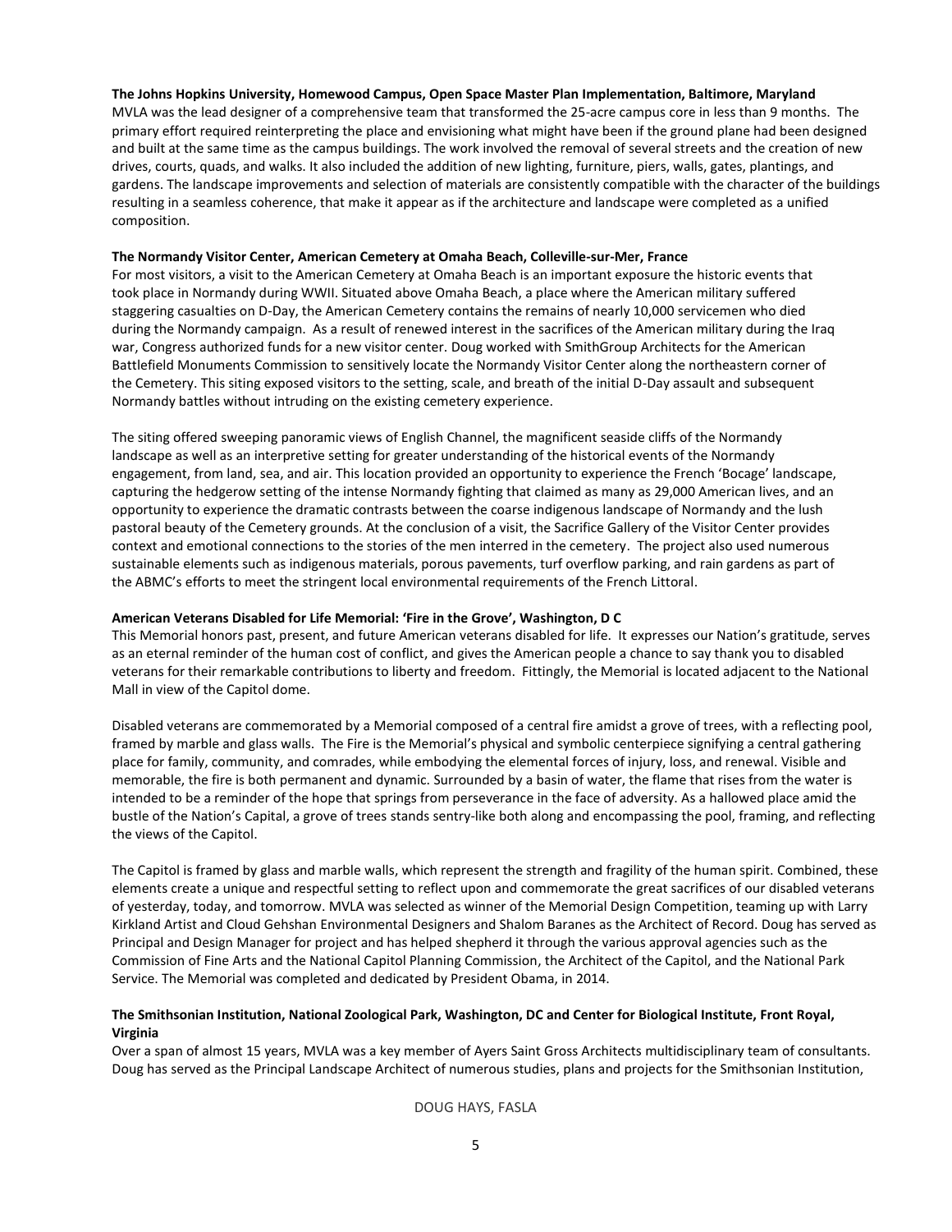**The Johns Hopkins University, Homewood Campus, Open Space Master Plan Implementation, Baltimore, Maryland**
MVLA was the lead designer of a comprehensive team that transformed the 25-acre campus core in less than 9 months. The primary effort required reinterpreting the place and envisioning what might have been if the ground plane had been designed and built at the same time as the campus buildings. The work involved the removal of several streets and the creation of new drives, courts, quads, and walks. It also included the addition of new lighting, furniture, piers, walls, gates, plantings, and gardens. The landscape improvements and selection of materials are consistently compatible with the character of the buildings resulting in a seamless coherence, that make it appear as if the architecture and landscape were completed as a unified composition.

**The Normandy Visitor Center, American Cemetery at Omaha Beach, Colleville-sur-Mer, France**
For most visitors, a visit to the American Cemetery at Omaha Beach is an important exposure the historic events that took place in Normandy during WWII. Situated above Omaha Beach, a place where the American military suffered staggering casualties on D-Day, the American Cemetery contains the remains of nearly 10,000 servicemen who died during the Normandy campaign. As a result of renewed interest in the sacrifices of the American military during the Iraq war, Congress authorized funds for a new visitor center. Doug worked with SmithGroup Architects for the American Battlefield Monuments Commission to sensitively locate the Normandy Visitor Center along the northeastern corner of the Cemetery. This siting exposed visitors to the setting, scale, and breath of the initial D-Day assault and subsequent Normandy battles without intruding on the existing cemetery experience.

The siting offered sweeping panoramic views of English Channel, the magnificent seaside cliffs of the Normandy landscape as well as an interpretive setting for greater understanding of the historical events of the Normandy engagement, from land, sea, and air. This location provided an opportunity to experience the French 'Bocage' landscape, capturing the hedgerow setting of the intense Normandy fighting that claimed as many as 29,000 American lives, and an opportunity to experience the dramatic contrasts between the coarse indigenous landscape of Normandy and the lush pastoral beauty of the Cemetery grounds. At the conclusion of a visit, the Sacrifice Gallery of the Visitor Center provides context and emotional connections to the stories of the men interred in the cemetery. The project also used numerous sustainable elements such as indigenous materials, porous pavements, turf overflow parking, and rain gardens as part of the ABMC's efforts to meet the stringent local environmental requirements of the French Littoral.

**American Veterans Disabled for Life Memorial: 'Fire in the Grove', Washington, D C**
This Memorial honors past, present, and future American veterans disabled for life. It expresses our Nation's gratitude, serves as an eternal reminder of the human cost of conflict, and gives the American people a chance to say thank you to disabled veterans for their remarkable contributions to liberty and freedom. Fittingly, the Memorial is located adjacent to the National Mall in view of the Capitol dome.

Disabled veterans are commemorated by a Memorial composed of a central fire amidst a grove of trees, with a reflecting pool, framed by marble and glass walls. The Fire is the Memorial's physical and symbolic centerpiece signifying a central gathering place for family, community, and comrades, while embodying the elemental forces of injury, loss, and renewal. Visible and memorable, the fire is both permanent and dynamic. Surrounded by a basin of water, the flame that rises from the water is intended to be a reminder of the hope that springs from perseverance in the face of adversity. As a hallowed place amid the bustle of the Nation's Capital, a grove of trees stands sentry-like both along and encompassing the pool, framing, and reflecting the views of the Capitol.

The Capitol is framed by glass and marble walls, which represent the strength and fragility of the human spirit. Combined, these elements create a unique and respectful setting to reflect upon and commemorate the great sacrifices of our disabled veterans of yesterday, today, and tomorrow. MVLA was selected as winner of the Memorial Design Competition, teaming up with Larry Kirkland Artist and Cloud Gehshan Environmental Designers and Shalom Baranes as the Architect of Record. Doug has served as Principal and Design Manager for project and has helped shepherd it through the various approval agencies such as the Commission of Fine Arts and the National Capitol Planning Commission, the Architect of the Capitol, and the National Park Service. The Memorial was completed and dedicated by President Obama, in 2014.

**The Smithsonian Institution, National Zoological Park, Washington, DC and Center for Biological Institute, Front Royal, Virginia**
Over a span of almost 15 years, MVLA was a key member of Ayers Saint Gross Architects multidisciplinary team of consultants. Doug has served as the Principal Landscape Architect of numerous studies, plans and projects for the Smithsonian Institution,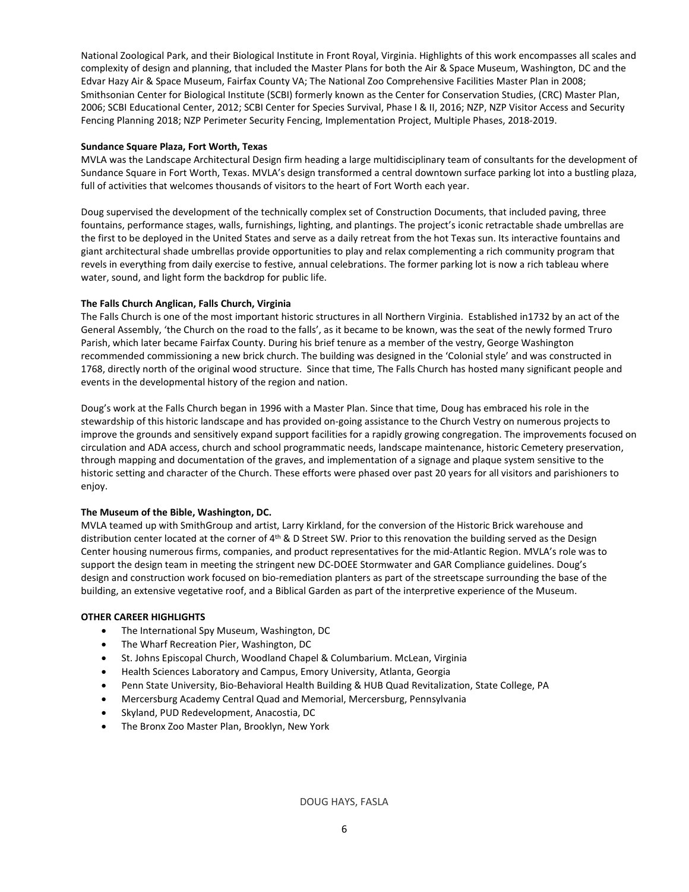National Zoological Park, and their Biological Institute in Front Royal, Virginia. Highlights of this work encompasses all scales and complexity of design and planning, that included the Master Plans for both the Air & Space Museum, Washington, DC and the Edvar Hazy Air & Space Museum, Fairfax County VA; The National Zoo Comprehensive Facilities Master Plan in 2008; Smithsonian Center for Biological Institute (SCBI) formerly known as the Center for Conservation Studies, (CRC) Master Plan, 2006; SCBI Educational Center, 2012; SCBI Center for Species Survival, Phase I & II, 2016; NZP, NZP Visitor Access and Security Fencing Planning 2018; NZP Perimeter Security Fencing, Implementation Project, Multiple Phases, 2018-2019.

**Sundance Square Plaza, Fort Worth, Texas**

MVLA was the Landscape Architectural Design firm heading a large multidisciplinary team of consultants for the development of Sundance Square in Fort Worth, Texas. MVLA's design transformed a central downtown surface parking lot into a bustling plaza, full of activities that welcomes thousands of visitors to the heart of Fort Worth each year.

Doug supervised the development of the technically complex set of Construction Documents, that included paving, three fountains, performance stages, walls, furnishings, lighting, and plantings. The project's iconic retractable shade umbrellas are the first to be deployed in the United States and serve as a daily retreat from the hot Texas sun. Its interactive fountains and giant architectural shade umbrellas provide opportunities to play and relax complementing a rich community program that revels in everything from daily exercise to festive, annual celebrations. The former parking lot is now a rich tableau where water, sound, and light form the backdrop for public life.

**The Falls Church Anglican, Falls Church, Virginia**

The Falls Church is one of the most important historic structures in all Northern Virginia. Established in1732 by an act of the General Assembly, 'the Church on the road to the falls', as it became to be known, was the seat of the newly formed Truro Parish, which later became Fairfax County. During his brief tenure as a member of the vestry, George Washington recommended commissioning a new brick church. The building was designed in the 'Colonial style' and was constructed in 1768, directly north of the original wood structure. Since that time, The Falls Church has hosted many significant people and events in the developmental history of the region and nation.

Doug's work at the Falls Church began in 1996 with a Master Plan. Since that time, Doug has embraced his role in the stewardship of this historic landscape and has provided on-going assistance to the Church Vestry on numerous projects to improve the grounds and sensitively expand support facilities for a rapidly growing congregation. The improvements focused on circulation and ADA access, church and school programmatic needs, landscape maintenance, historic Cemetery preservation, through mapping and documentation of the graves, and implementation of a signage and plaque system sensitive to the historic setting and character of the Church. These efforts were phased over past 20 years for all visitors and parishioners to enjoy.

**The Museum of the Bible, Washington, DC.**

MVLA teamed up with SmithGroup and artist, Larry Kirkland, for the conversion of the Historic Brick warehouse and distribution center located at the corner of 4th & D Street SW. Prior to this renovation the building served as the Design Center housing numerous firms, companies, and product representatives for the mid-Atlantic Region. MVLA's role was to support the design team in meeting the stringent new DC-DOEE Stormwater and GAR Compliance guidelines. Doug's design and construction work focused on bio-remediation planters as part of the streetscape surrounding the base of the building, an extensive vegetative roof, and a Biblical Garden as part of the interpretive experience of the Museum.

**OTHER CAREER HIGHLIGHTS**

- The International Spy Museum, Washington, DC
- The Wharf Recreation Pier, Washington, DC
- St. Johns Episcopal Church, Woodland Chapel & Columbarium. McLean, Virginia
- Health Sciences Laboratory and Campus, Emory University, Atlanta, Georgia
- Penn State University, Bio-Behavioral Health Building & HUB Quad Revitalization, State College, PA
- Mercersburg Academy Central Quad and Memorial, Mercersburg, Pennsylvania
- Skyland, PUD Redevelopment, Anacostia, DC
- The Bronx Zoo Master Plan, Brooklyn, New York